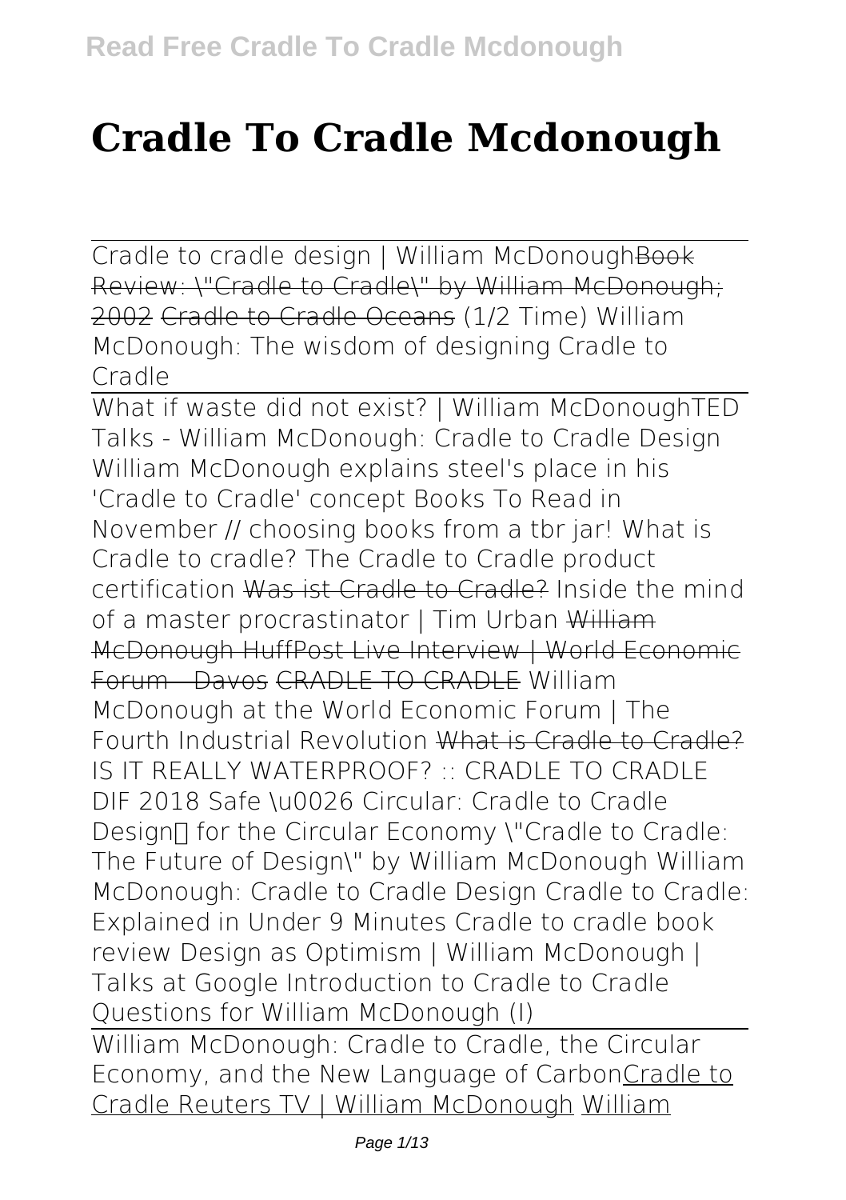# Cradle To Cradle Mcdonough

Cradle to cradle design | William McDonough ~~Book Review: "Cradle to Cradle" by William McDonough; 2002~~ ~~Cradle to Cradle Oceans~~ (1/2 Time) William McDonough: The wisdom of designing Cradle to Cradle

What if waste did not exist? | William McDonough TED Talks - William McDonough: Cradle to Cradle Design William McDonough explains steel's place in his 'Cradle to Cradle' concept Books To Read in November // choosing books from a tbr jar! What is Cradle to cradle? The Cradle to Cradle product certification ~~Was ist Cradle to Cradle?~~ Inside the mind of a master procrastinator | Tim Urban ~~William McDonough HuffPost Live Interview | World Economic Forum - Davos~~ ~~CRADLE TO CRADLE~~ William McDonough at the World Economic Forum | The Fourth Industrial Revolution ~~What is Cradle to Cradle?~~ IS IT REALLY WATERPROOF? :: CRADLE TO CRADLE DIF 2018 Safe \u0026 Circular: Cradle to Cradle Design for the Circular Economy "Cradle to Cradle: The Future of Design" by William McDonough William McDonough: Cradle to Cradle Design Cradle to Cradle: Explained in Under 9 Minutes Cradle to cradle book review Design as Optimism | William McDonough | Talks at Google Introduction to Cradle to Cradle Questions for William McDonough (I)

William McDonough: Cradle to Cradle, the Circular Economy, and the New Language of Carbon Cradle to Cradle Reuters TV | William McDonough William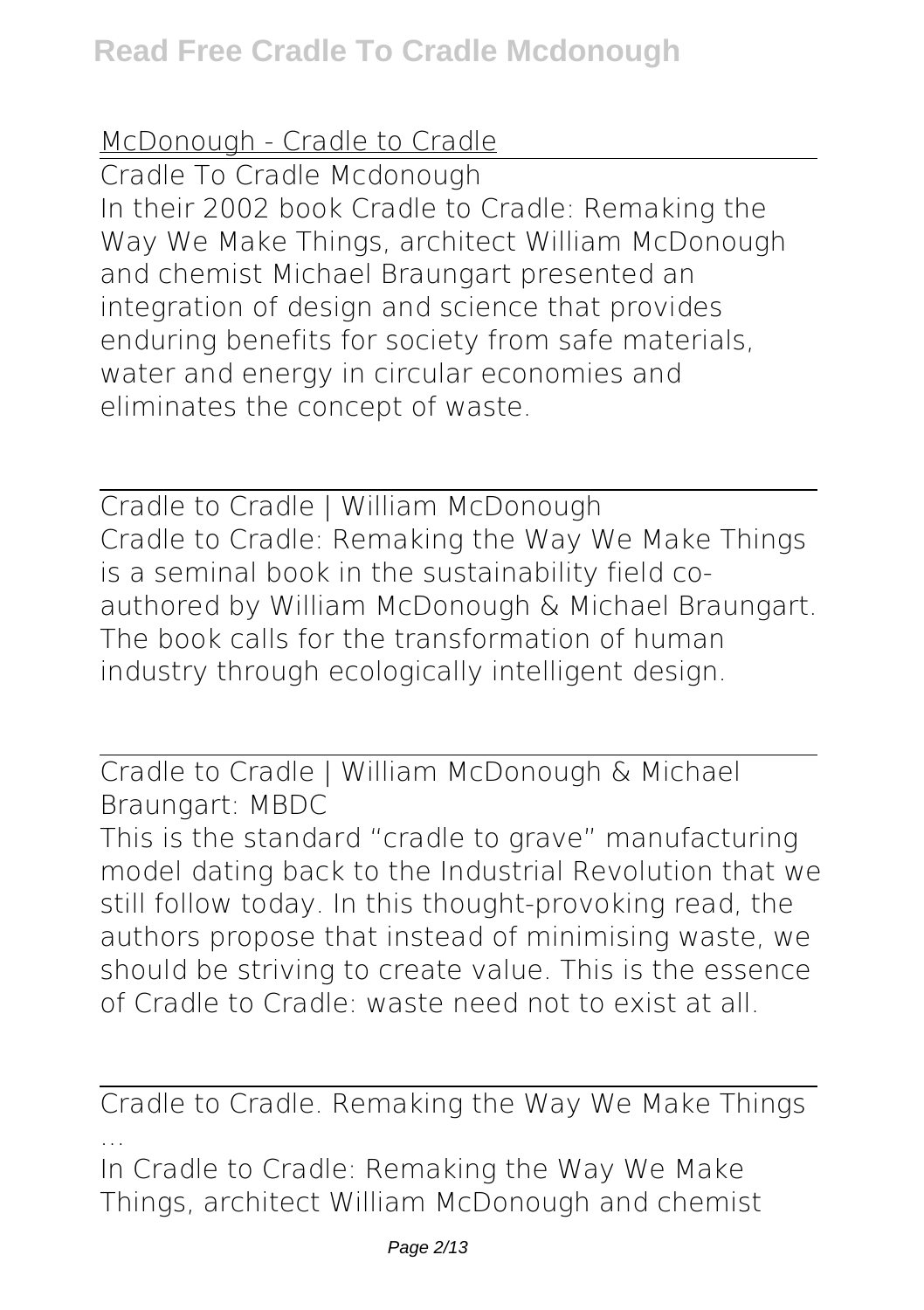McDonough - Cradle to Cradle

Cradle To Cradle Mcdonough

In their 2002 book Cradle to Cradle: Remaking the Way We Make Things, architect William McDonough and chemist Michael Braungart presented an integration of design and science that provides enduring benefits for society from safe materials, water and energy in circular economies and eliminates the concept of waste.

Cradle to Cradle | William McDonough

Cradle to Cradle: Remaking the Way We Make Things is a seminal book in the sustainability field co-authored by William McDonough & Michael Braungart. The book calls for the transformation of human industry through ecologically intelligent design.

Cradle to Cradle | William McDonough & Michael Braungart: MBDC

This is the standard "cradle to grave" manufacturing model dating back to the Industrial Revolution that we still follow today. In this thought-provoking read, the authors propose that instead of minimising waste, we should be striving to create value. This is the essence of Cradle to Cradle: waste need not to exist at all.

Cradle to Cradle. Remaking the Way We Make Things ...

In Cradle to Cradle: Remaking the Way We Make Things, architect William McDonough and chemist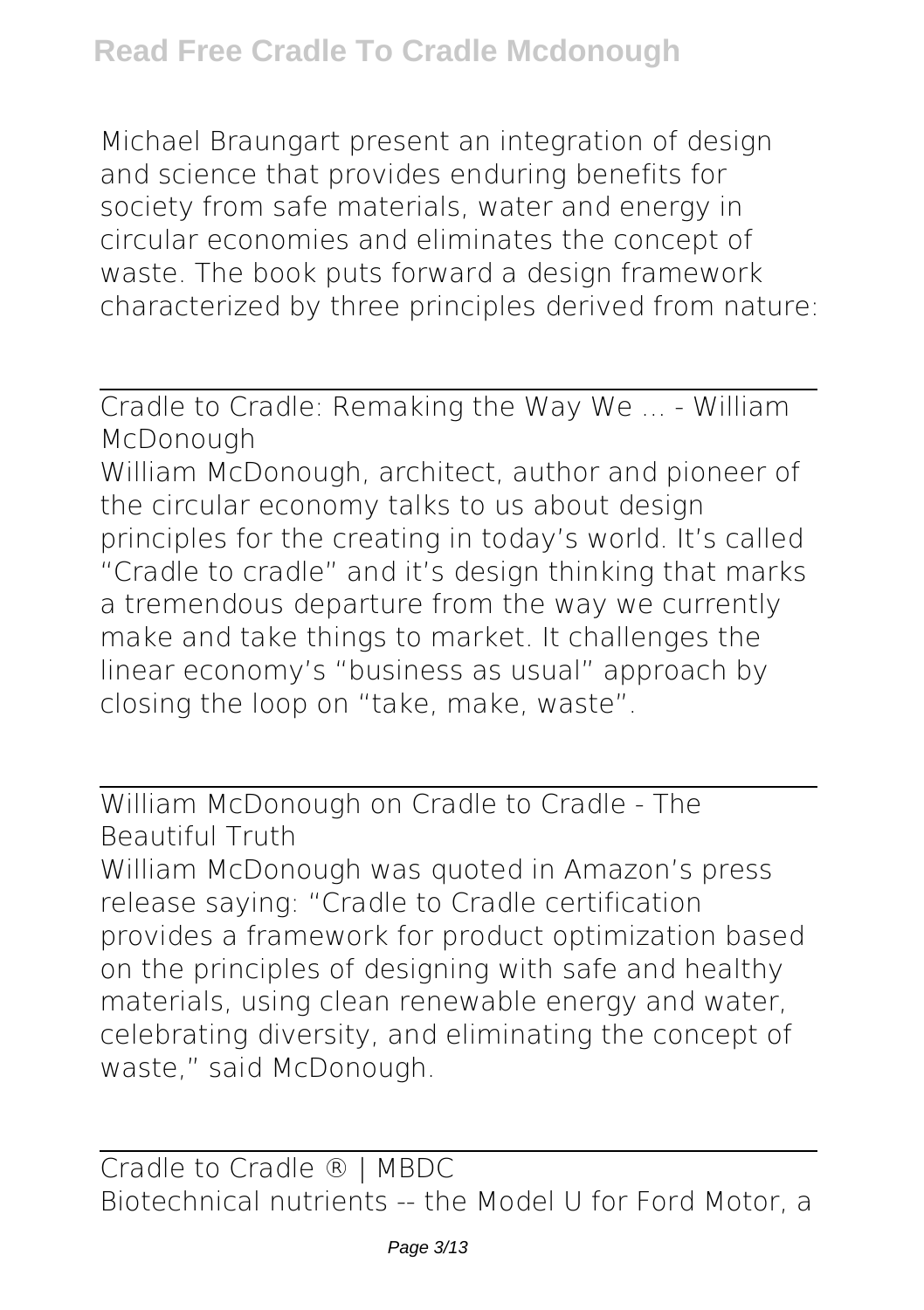Michael Braungart present an integration of design and science that provides enduring benefits for society from safe materials, water and energy in circular economies and eliminates the concept of waste. The book puts forward a design framework characterized by three principles derived from nature:

## Cradle to Cradle: Remaking the Way We ... - William McDonough

William McDonough, architect, author and pioneer of the circular economy talks to us about design principles for the creating in today's world. It's called "Cradle to cradle" and it's design thinking that marks a tremendous departure from the way we currently make and take things to market. It challenges the linear economy's "business as usual" approach by closing the loop on "take, make, waste".

## William McDonough on Cradle to Cradle - The Beautiful Truth

William McDonough was quoted in Amazon's press release saying: "Cradle to Cradle certification provides a framework for product optimization based on the principles of designing with safe and healthy materials, using clean renewable energy and water, celebrating diversity, and eliminating the concept of waste," said McDonough.

## Cradle to Cradle ® | MBDC

Biotechnical nutrients -- the Model U for Ford Motor, a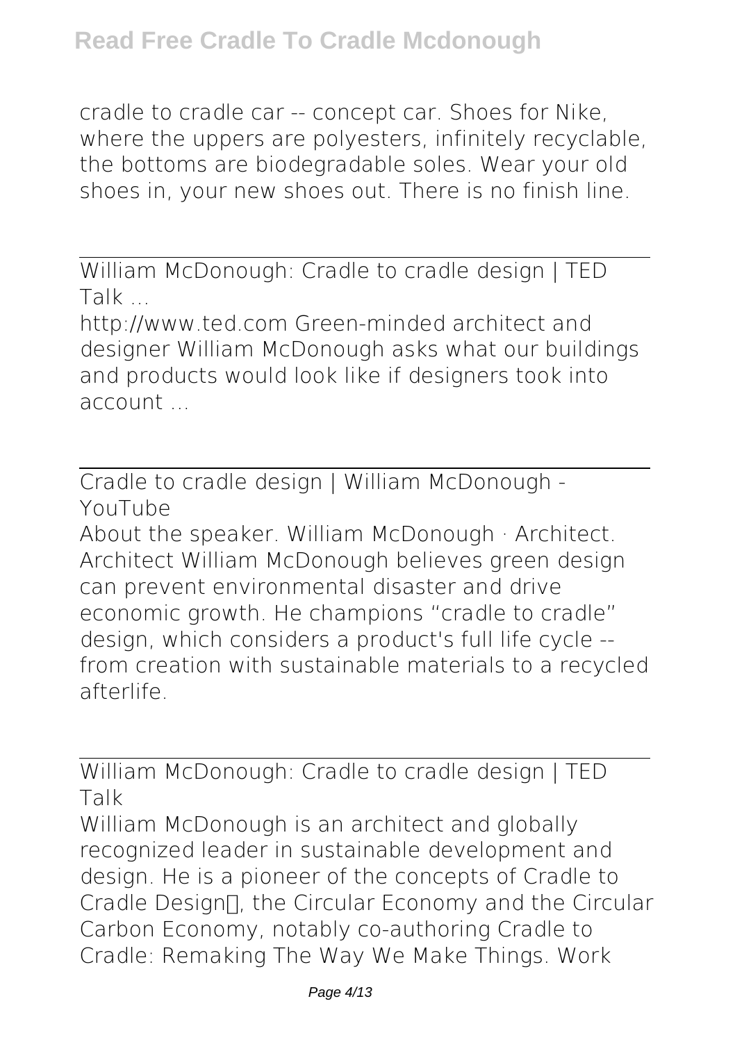cradle to cradle car -- concept car. Shoes for Nike, where the uppers are polyesters, infinitely recyclable, the bottoms are biodegradable soles. Wear your old shoes in, your new shoes out. There is no finish line.

William McDonough: Cradle to cradle design | TED Talk ...

http://www.ted.com Green-minded architect and designer William McDonough asks what our buildings and products would look like if designers took into account ...

Cradle to cradle design | William McDonough - YouTube

About the speaker. William McDonough · Architect. Architect William McDonough believes green design can prevent environmental disaster and drive economic growth. He champions "cradle to cradle" design, which considers a product's full life cycle -- from creation with sustainable materials to a recycled afterlife.

William McDonough: Cradle to cradle design | TED Talk

William McDonough is an architect and globally recognized leader in sustainable development and design. He is a pioneer of the concepts of Cradle to Cradle Design, the Circular Economy and the Circular Carbon Economy, notably co-authoring Cradle to Cradle: Remaking The Way We Make Things. Work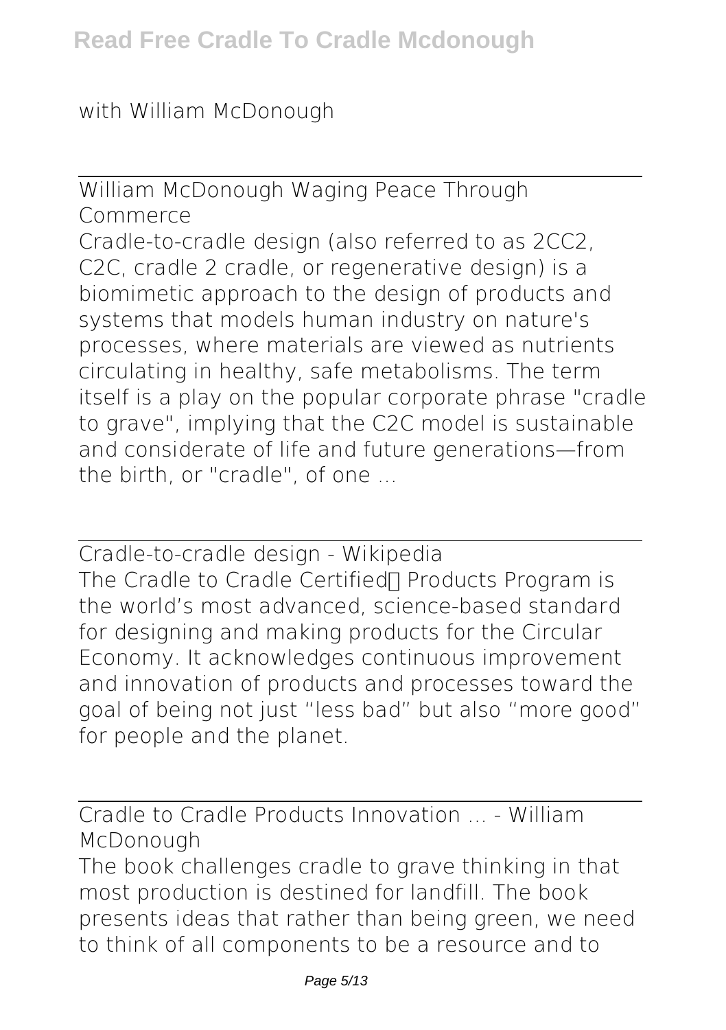with William McDonough

William McDonough Waging Peace Through Commerce

Cradle-to-cradle design (also referred to as 2CC2, C2C, cradle 2 cradle, or regenerative design) is a biomimetic approach to the design of products and systems that models human industry on nature's processes, where materials are viewed as nutrients circulating in healthy, safe metabolisms. The term itself is a play on the popular corporate phrase "cradle to grave", implying that the C2C model is sustainable and considerate of life and future generations—from the birth, or "cradle", of one ...

Cradle-to-cradle design - Wikipedia

The Cradle to Cradle Certified™ Products Program is the world's most advanced, science-based standard for designing and making products for the Circular Economy. It acknowledges continuous improvement and innovation of products and processes toward the goal of being not just "less bad" but also "more good" for people and the planet.

Cradle to Cradle Products Innovation ... - William McDonough

The book challenges cradle to grave thinking in that most production is destined for landfill. The book presents ideas that rather than being green, we need to think of all components to be a resource and to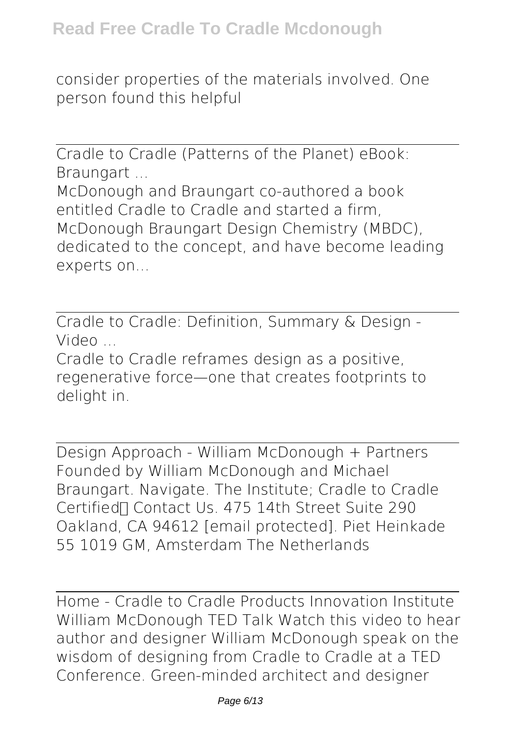consider properties of the materials involved. One person found this helpful

Cradle to Cradle (Patterns of the Planet) eBook: Braungart ...

McDonough and Braungart co-authored a book entitled Cradle to Cradle and started a firm, McDonough Braungart Design Chemistry (MBDC), dedicated to the concept, and have become leading experts on...

Cradle to Cradle: Definition, Summary & Design - Video ...

Cradle to Cradle reframes design as a positive, regenerative force—one that creates footprints to delight in.

Design Approach - William McDonough + Partners

Founded by William McDonough and Michael Braungart. Navigate. The Institute; Cradle to Cradle Certified™ Contact Us. 475 14th Street Suite 290 Oakland, CA 94612 [email protected]. Piet Heinkade 55 1019 GM, Amsterdam The Netherlands

Home - Cradle to Cradle Products Innovation Institute

William McDonough TED Talk Watch this video to hear author and designer William McDonough speak on the wisdom of designing from Cradle to Cradle at a TED Conference. Green-minded architect and designer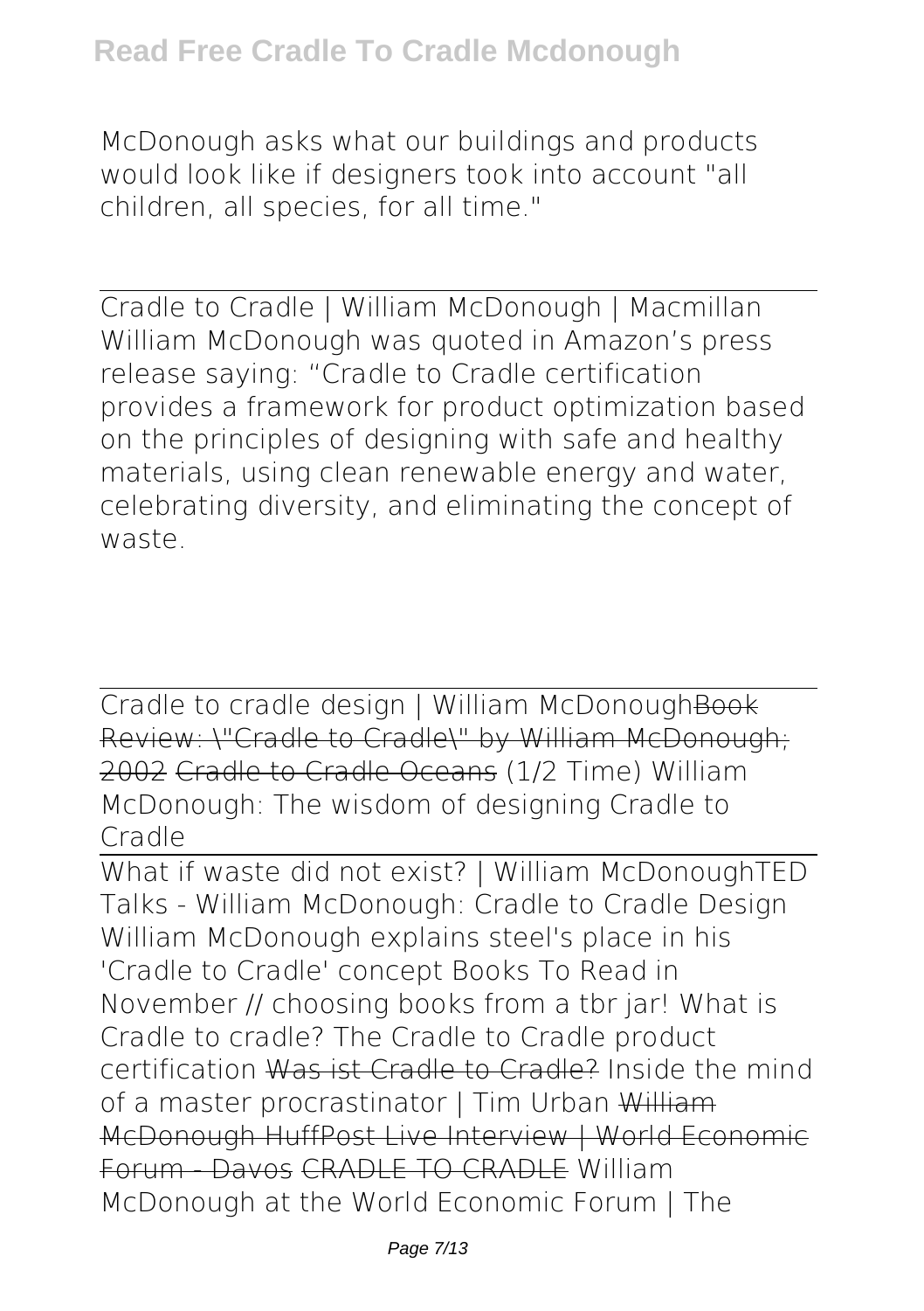McDonough asks what our buildings and products would look like if designers took into account "all children, all species, for all time."

---

Cradle to Cradle | William McDonough | Macmillan
William McDonough was quoted in Amazon's press release saying: "Cradle to Cradle certification provides a framework for product optimization based on the principles of designing with safe and healthy materials, using clean renewable energy and water, celebrating diversity, and eliminating the concept of waste.

---

Cradle to cradle design | William McDonough~~Book Review: \"Cradle to Cradle\" by William McDonough; 2002~~ ~~Cradle to Cradle Oceans~~ (1/2 Time) William McDonough: The wisdom of designing Cradle to Cradle

---

What if waste did not exist? | William McDonough TED Talks - William McDonough: Cradle to Cradle Design William McDonough explains steel's place in his 'Cradle to Cradle' concept Books To Read in November // choosing books from a tbr jar! What is Cradle to cradle? The Cradle to Cradle product certification ~~Was ist Cradle to Cradle?~~ Inside the mind of a master procrastinator | Tim Urban ~~William McDonough HuffPost Live Interview | World Economic Forum - Davos~~ ~~CRADLE TO CRADLE~~ William McDonough at the World Economic Forum | The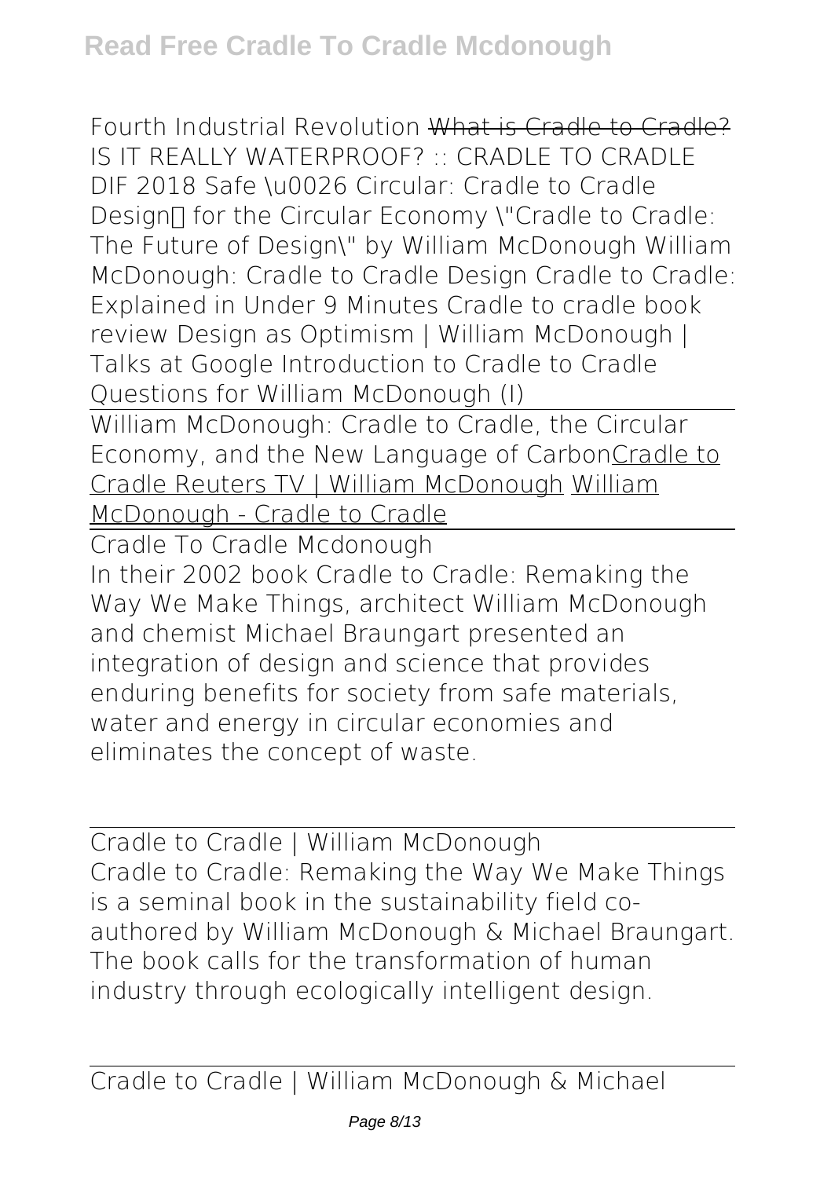Fourth Industrial Revolution ~~What is Cradle to Cradle?~~ IS IT REALLY WATERPROOF? :: CRADLE TO CRADLE DIF 2018 Safe \u0026 Circular: Cradle to Cradle Design™ for the Circular Economy \"Cradle to Cradle: The Future of Design\" by William McDonough William McDonough: Cradle to Cradle Design Cradle to Cradle: Explained in Under 9 Minutes Cradle to cradle book review Design as Optimism | William McDonough | Talks at Google Introduction to Cradle to Cradle Questions for William McDonough (I)

William McDonough: Cradle to Cradle, the Circular Economy, and the New Language of Carbon Cradle to Cradle Reuters TV | William McDonough William McDonough - Cradle to Cradle

## Cradle To Cradle Mcdonough

In their 2002 book Cradle to Cradle: Remaking the Way We Make Things, architect William McDonough and chemist Michael Braungart presented an integration of design and science that provides enduring benefits for society from safe materials, water and energy in circular economies and eliminates the concept of waste.

## Cradle to Cradle | William McDonough

Cradle to Cradle: Remaking the Way We Make Things is a seminal book in the sustainability field co-authored by William McDonough & Michael Braungart. The book calls for the transformation of human industry through ecologically intelligent design.

## Cradle to Cradle | William McDonough & Michael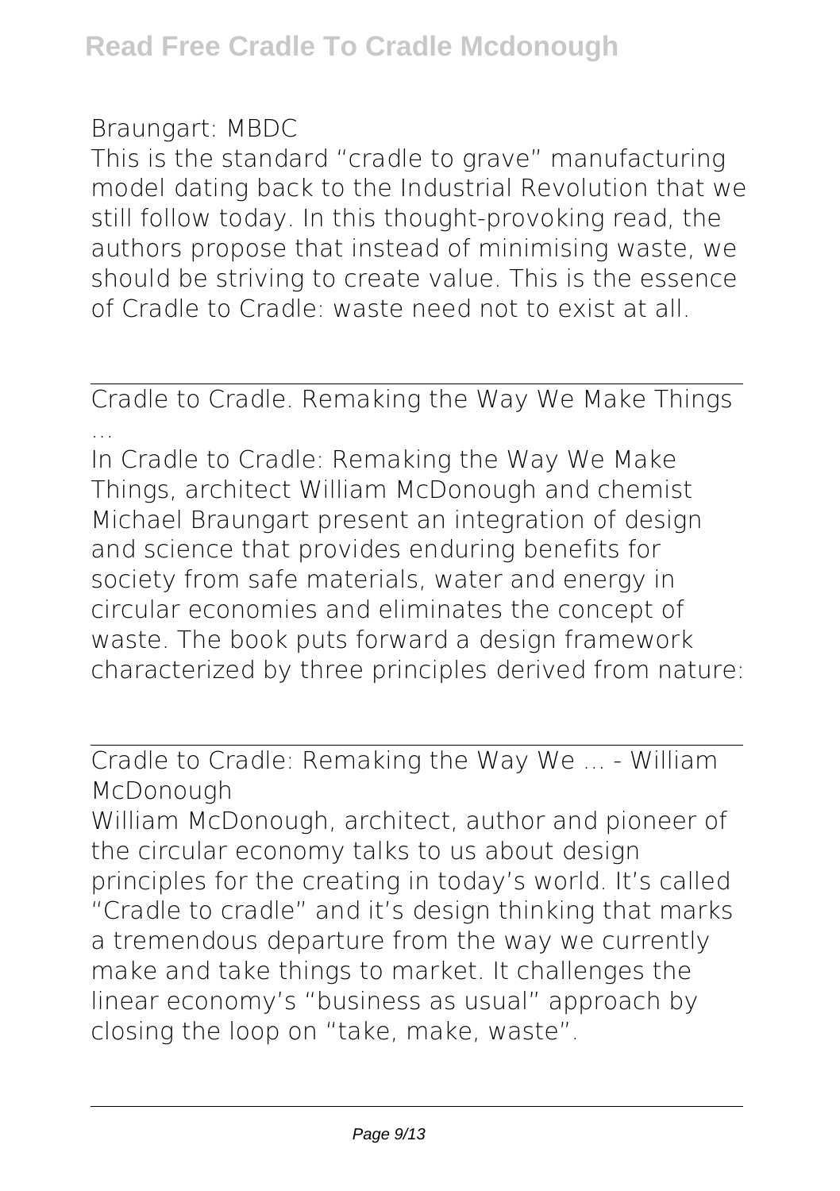Braungart: MBDC

This is the standard "cradle to grave" manufacturing model dating back to the Industrial Revolution that we still follow today. In this thought-provoking read, the authors propose that instead of minimising waste, we should be striving to create value. This is the essence of Cradle to Cradle: waste need not to exist at all.

Cradle to Cradle. Remaking the Way We Make Things ...

In Cradle to Cradle: Remaking the Way We Make Things, architect William McDonough and chemist Michael Braungart present an integration of design and science that provides enduring benefits for society from safe materials, water and energy in circular economies and eliminates the concept of waste. The book puts forward a design framework characterized by three principles derived from nature:

Cradle to Cradle: Remaking the Way We ... - William McDonough

William McDonough, architect, author and pioneer of the circular economy talks to us about design principles for the creating in today's world. It's called "Cradle to cradle" and it's design thinking that marks a tremendous departure from the way we currently make and take things to market. It challenges the linear economy's "business as usual" approach by closing the loop on "take, make, waste".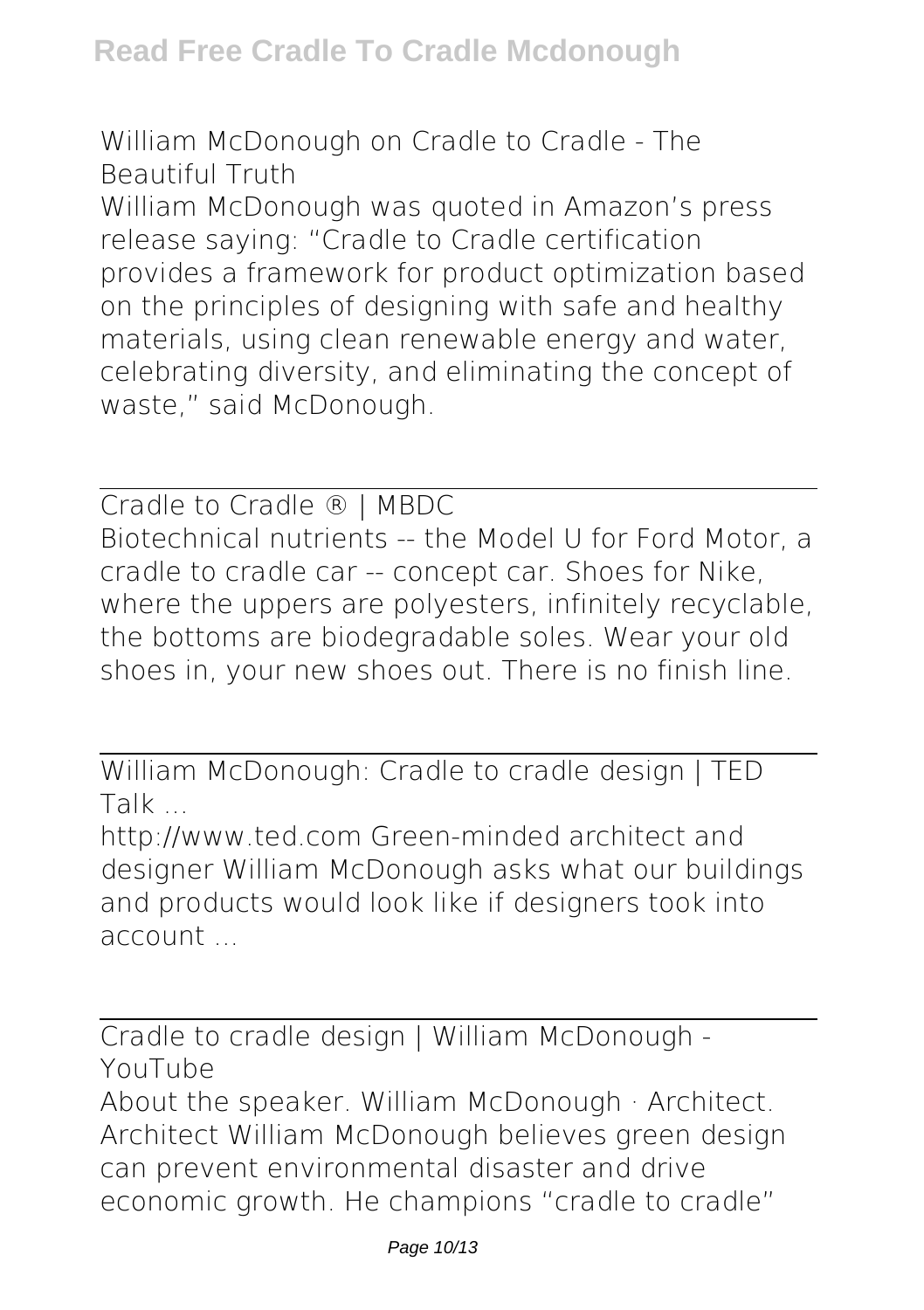William McDonough on Cradle to Cradle - The Beautiful Truth

William McDonough was quoted in Amazon's press release saying: "Cradle to Cradle certification provides a framework for product optimization based on the principles of designing with safe and healthy materials, using clean renewable energy and water, celebrating diversity, and eliminating the concept of waste," said McDonough.

---

Cradle to Cradle ® | MBDC

Biotechnical nutrients -- the Model U for Ford Motor, a cradle to cradle car -- concept car. Shoes for Nike, where the uppers are polyesters, infinitely recyclable, the bottoms are biodegradable soles. Wear your old shoes in, your new shoes out. There is no finish line.

---

William McDonough: Cradle to cradle design | TED Talk ...

http://www.ted.com Green-minded architect and designer William McDonough asks what our buildings and products would look like if designers took into account ...

---

Cradle to cradle design | William McDonough - YouTube

About the speaker. William McDonough · Architect. Architect William McDonough believes green design can prevent environmental disaster and drive economic growth. He champions "cradle to cradle"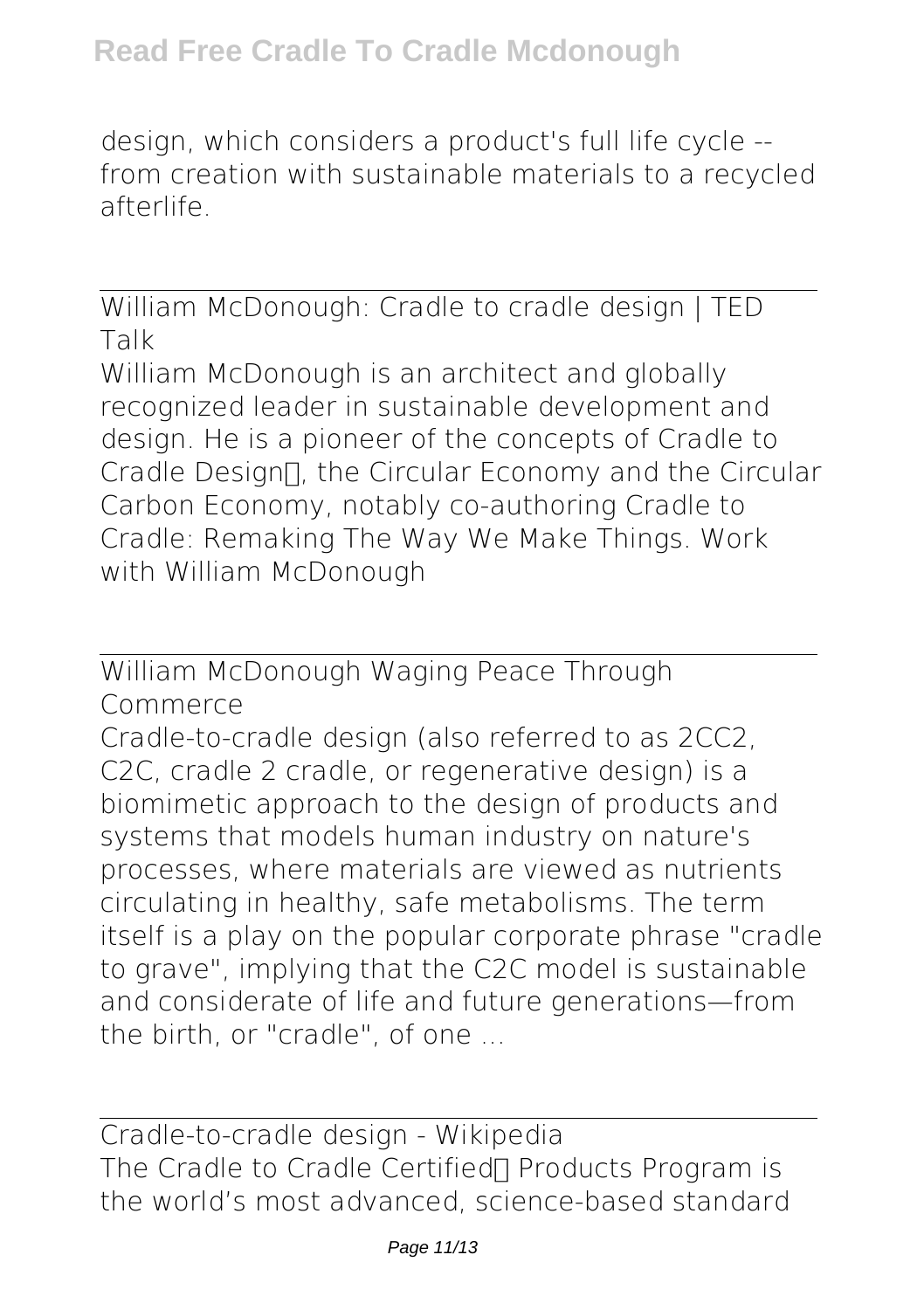design, which considers a product's full life cycle -- from creation with sustainable materials to a recycled afterlife.

## William McDonough: Cradle to cradle design | TED Talk

William McDonough is an architect and globally recognized leader in sustainable development and design. He is a pioneer of the concepts of Cradle to Cradle Design, the Circular Economy and the Circular Carbon Economy, notably co-authoring Cradle to Cradle: Remaking The Way We Make Things. Work with William McDonough

## William McDonough Waging Peace Through Commerce

Cradle-to-cradle design (also referred to as 2CC2, C2C, cradle 2 cradle, or regenerative design) is a biomimetic approach to the design of products and systems that models human industry on nature's processes, where materials are viewed as nutrients circulating in healthy, safe metabolisms. The term itself is a play on the popular corporate phrase "cradle to grave", implying that the C2C model is sustainable and considerate of life and future generations—from the birth, or "cradle", of one ...

## Cradle-to-cradle design - Wikipedia

The Cradle to Cradle Certified Products Program is the world's most advanced, science-based standard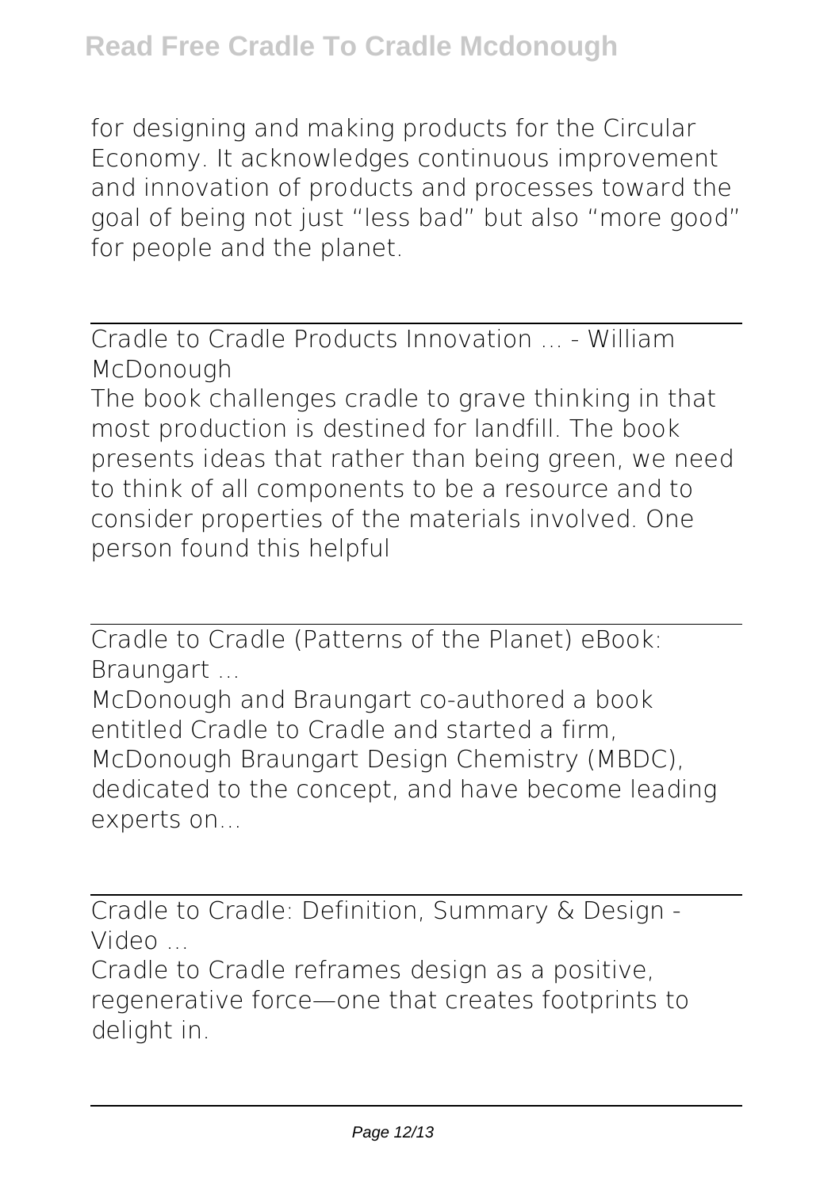for designing and making products for the Circular Economy. It acknowledges continuous improvement and innovation of products and processes toward the goal of being not just "less bad" but also "more good" for people and the planet.

Cradle to Cradle Products Innovation ... - William McDonough

The book challenges cradle to grave thinking in that most production is destined for landfill. The book presents ideas that rather than being green, we need to think of all components to be a resource and to consider properties of the materials involved. One person found this helpful

Cradle to Cradle (Patterns of the Planet) eBook: Braungart ...

McDonough and Braungart co-authored a book entitled Cradle to Cradle and started a firm, McDonough Braungart Design Chemistry (MBDC), dedicated to the concept, and have become leading experts on...

Cradle to Cradle: Definition, Summary & Design - Video ...

Cradle to Cradle reframes design as a positive, regenerative force—one that creates footprints to delight in.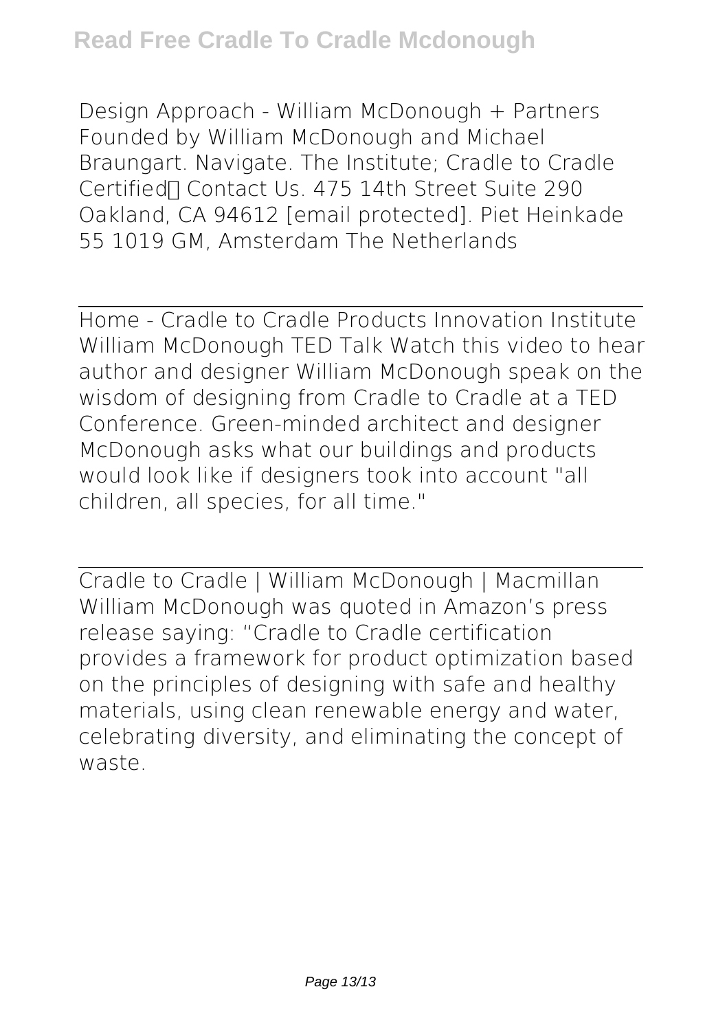Design Approach - William McDonough + Partners
Founded by William McDonough and Michael Braungart. Navigate. The Institute; Cradle to Cradle Certified Contact Us. 475 14th Street Suite 290 Oakland, CA 94612 [email protected]. Piet Heinkade 55 1019 GM, Amsterdam The Netherlands

Home - Cradle to Cradle Products Innovation Institute
William McDonough TED Talk Watch this video to hear author and designer William McDonough speak on the wisdom of designing from Cradle to Cradle at a TED Conference. Green-minded architect and designer McDonough asks what our buildings and products would look like if designers took into account "all children, all species, for all time."

Cradle to Cradle | William McDonough | Macmillan
William McDonough was quoted in Amazon's press release saying: "Cradle to Cradle certification provides a framework for product optimization based on the principles of designing with safe and healthy materials, using clean renewable energy and water, celebrating diversity, and eliminating the concept of waste.